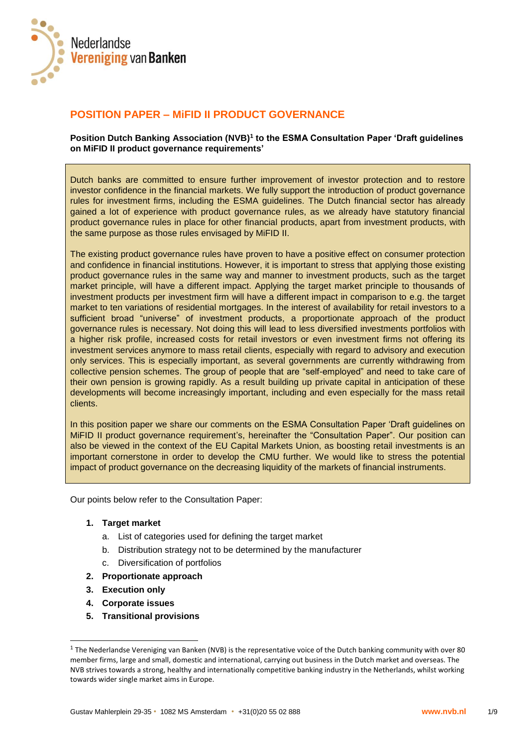# POSITION PAPER – MiFID II PRODUCT GOVERNANCE

**Position Dutch Banking Association (NVB)[1] to the ESMA Consultation Paper 'Draft guidelines on MiFID II product governance requirements'**

Dutch banks are committed to ensure further improvement of investor protection and to restore investor confidence in the financial markets. We fully support the introduction of product governance rules for investment firms, including the ESMA guidelines. The Dutch financial sector has already gained a lot of experience with product governance rules, as we already have statutory financial product governance rules in place for other financial products, apart from investment products, with the same purpose as those rules envisaged by MiFID II.

The existing product governance rules have proven to have a positive effect on consumer protection and confidence in financial institutions. However, it is important to stress that applying those existing product governance rules in the same way and manner to investment products, such as the target market principle, will have a different impact. Applying the target market principle to thousands of investment products per investment firm will have a different impact in comparison to e.g. the target market to ten variations of residential mortgages. In the interest of availability for retail investors to a sufficient broad "universe" of investment products, a proportionate approach of the product governance rules is necessary. Not doing this will lead to less diversified investments portfolios with a higher risk profile, increased costs for retail investors or even investment firms not offering its investment services anymore to mass retail clients, especially with regard to advisory and execution only services. This is especially important, as several governments are currently withdrawing from collective pension schemes. The group of people that are "self-employed" and need to take care of their own pension is growing rapidly. As a result building up private capital in anticipation of these developments will become increasingly important, including and even especially for the mass retail clients.

In this position paper we share our comments on the ESMA Consultation Paper 'Draft guidelines on MiFID II product governance requirement's, hereinafter the "Consultation Paper". Our position can also be viewed in the context of the EU Capital Markets Union, as boosting retail investments is an important cornerstone in order to develop the CMU further. We would like to stress the potential impact of product governance on the decreasing liquidity of the markets of financial instruments.

Our points below refer to the Consultation Paper:

1. **Target market**
   a. List of categories used for defining the target market
   b. Distribution strategy not to be determined by the manufacturer
   c. Diversification of portfolios
2. **Proportionate approach**
3. **Execution only**
4. **Corporate issues**
5. **Transitional provisions**

---

[1] The Nederlandse Vereniging van Banken (NVB) is the representative voice of the Dutch banking community with over 80 member firms, large and small, domestic and international, carrying out business in the Dutch market and overseas. The NVB strives towards a strong, healthy and internationally competitive banking industry in the Netherlands, whilst working towards wider single market aims in Europe.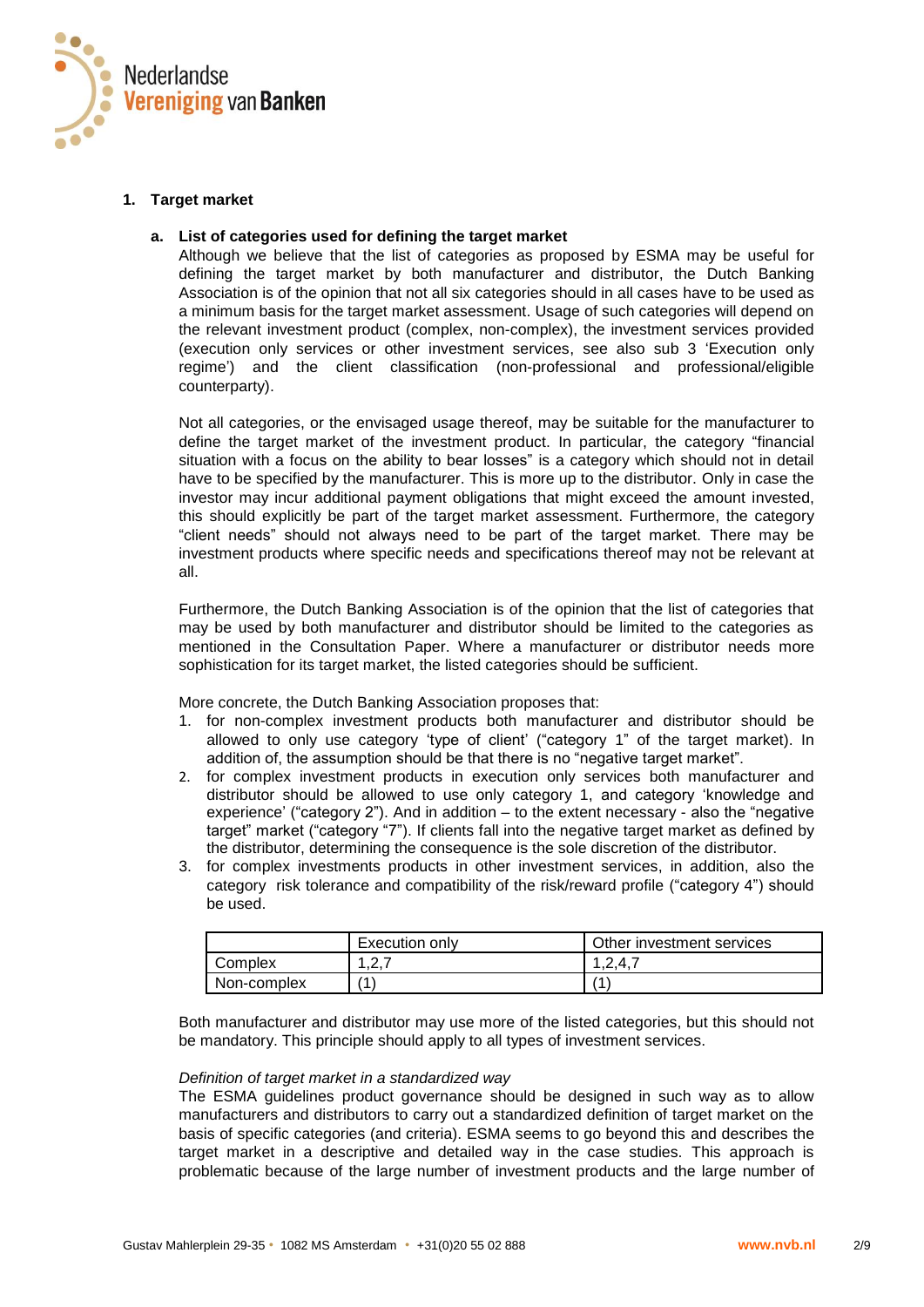## 1. Target market

### a. List of categories used for defining the target market

Although we believe that the list of categories as proposed by ESMA may be useful for defining the target market by both manufacturer and distributor, the Dutch Banking Association is of the opinion that not all six categories should in all cases have to be used as a minimum basis for the target market assessment. Usage of such categories will depend on the relevant investment product (complex, non-complex), the investment services provided (execution only services or other investment services, see also sub 3 'Execution only regime') and the client classification (non-professional and professional/eligible counterparty).

Not all categories, or the envisaged usage thereof, may be suitable for the manufacturer to define the target market of the investment product. In particular, the category "financial situation with a focus on the ability to bear losses" is a category which should not in detail have to be specified by the manufacturer. This is more up to the distributor. Only in case the investor may incur additional payment obligations that might exceed the amount invested, this should explicitly be part of the target market assessment. Furthermore, the category "client needs" should not always need to be part of the target market. There may be investment products where specific needs and specifications thereof may not be relevant at all.

Furthermore, the Dutch Banking Association is of the opinion that the list of categories that may be used by both manufacturer and distributor should be limited to the categories as mentioned in the Consultation Paper. Where a manufacturer or distributor needs more sophistication for its target market, the listed categories should be sufficient.

More concrete, the Dutch Banking Association proposes that:

1. for non-complex investment products both manufacturer and distributor should be allowed to only use category 'type of client' ("category 1" of the target market). In addition of, the assumption should be that there is no "negative target market".
2. for complex investment products in execution only services both manufacturer and distributor should be allowed to use only category 1, and category 'knowledge and experience' ("category 2"). And in addition – to the extent necessary - also the "negative target" market ("category "7"). If clients fall into the negative target market as defined by the distributor, determining the consequence is the sole discretion of the distributor.
3. for complex investments products in other investment services, in addition, also the category risk tolerance and compatibility of the risk/reward profile ("category 4") should be used.

| | Execution only | Other investment services |
|---|---|---|
| Complex | 1,2,7 | 1,2,4,7 |
| Non-complex | (1) | (1) |

Both manufacturer and distributor may use more of the listed categories, but this should not be mandatory. This principle should apply to all types of investment services.

*Definition of target market in a standardized way*

The ESMA guidelines product governance should be designed in such way as to allow manufacturers and distributors to carry out a standardized definition of target market on the basis of specific categories (and criteria). ESMA seems to go beyond this and describes the target market in a descriptive and detailed way in the case studies. This approach is problematic because of the large number of investment products and the large number of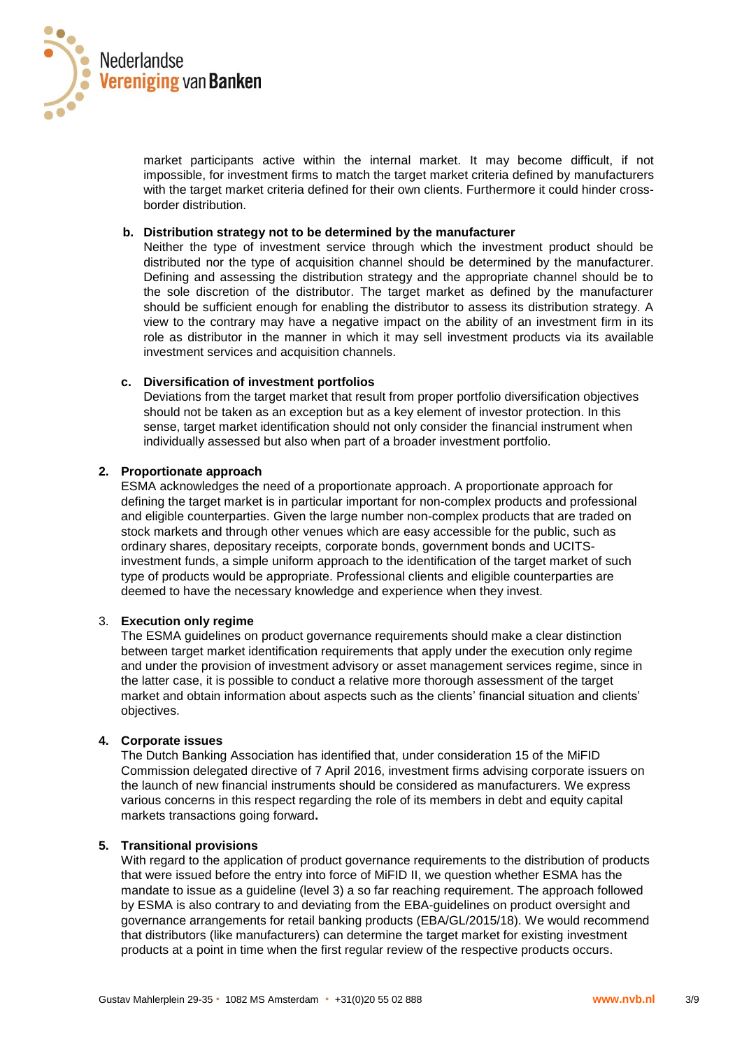market participants active within the internal market. It may become difficult, if not impossible, for investment firms to match the target market criteria defined by manufacturers with the target market criteria defined for their own clients. Furthermore it could hinder cross-border distribution.

**b. Distribution strategy not to be determined by the manufacturer**

Neither the type of investment service through which the investment product should be distributed nor the type of acquisition channel should be determined by the manufacturer. Defining and assessing the distribution strategy and the appropriate channel should be to the sole discretion of the distributor. The target market as defined by the manufacturer should be sufficient enough for enabling the distributor to assess its distribution strategy. A view to the contrary may have a negative impact on the ability of an investment firm in its role as distributor in the manner in which it may sell investment products via its available investment services and acquisition channels.

**c. Diversification of investment portfolios**

Deviations from the target market that result from proper portfolio diversification objectives should not be taken as an exception but as a key element of investor protection. In this sense, target market identification should not only consider the financial instrument when individually assessed but also when part of a broader investment portfolio.

**2. Proportionate approach**

ESMA acknowledges the need of a proportionate approach. A proportionate approach for defining the target market is in particular important for non-complex products and professional and eligible counterparties. Given the large number non-complex products that are traded on stock markets and through other venues which are easy accessible for the public, such as ordinary shares, depositary receipts, corporate bonds, government bonds and UCITS-investment funds, a simple uniform approach to the identification of the target market of such type of products would be appropriate. Professional clients and eligible counterparties are deemed to have the necessary knowledge and experience when they invest.

3. **Execution only regime**

The ESMA guidelines on product governance requirements should make a clear distinction between target market identification requirements that apply under the execution only regime and under the provision of investment advisory or asset management services regime, since in the latter case, it is possible to conduct a relative more thorough assessment of the target market and obtain information about aspects such as the clients' financial situation and clients' objectives.

**4. Corporate issues**

The Dutch Banking Association has identified that, under consideration 15 of the MiFID Commission delegated directive of 7 April 2016, investment firms advising corporate issuers on the launch of new financial instruments should be considered as manufacturers. We express various concerns in this respect regarding the role of its members in debt and equity capital markets transactions going forward**.**

**5. Transitional provisions**

With regard to the application of product governance requirements to the distribution of products that were issued before the entry into force of MiFID II, we question whether ESMA has the mandate to issue as a guideline (level 3) a so far reaching requirement. The approach followed by ESMA is also contrary to and deviating from the EBA-guidelines on product oversight and governance arrangements for retail banking products (EBA/GL/2015/18). We would recommend that distributors (like manufacturers) can determine the target market for existing investment products at a point in time when the first regular review of the respective products occurs.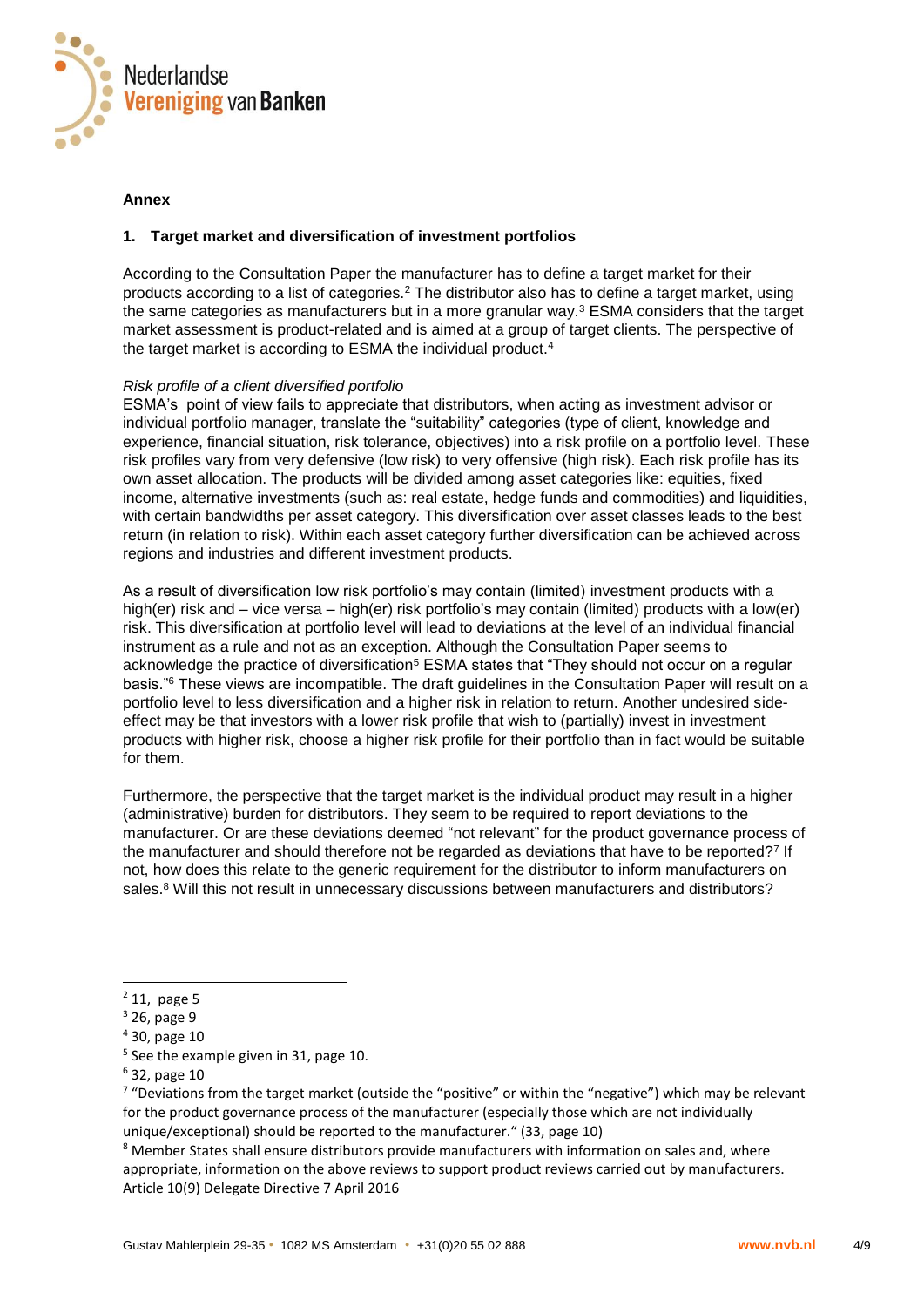**Annex**

## 1. Target market and diversification of investment portfolios

According to the Consultation Paper the manufacturer has to define a target market for their products according to a list of categories.[2] The distributor also has to define a target market, using the same categories as manufacturers but in a more granular way.[3] ESMA considers that the target market assessment is product-related and is aimed at a group of target clients. The perspective of the target market is according to ESMA the individual product.[4]

*Risk profile of a client diversified portfolio*

ESMA's point of view fails to appreciate that distributors, when acting as investment advisor or individual portfolio manager, translate the "suitability" categories (type of client, knowledge and experience, financial situation, risk tolerance, objectives) into a risk profile on a portfolio level. These risk profiles vary from very defensive (low risk) to very offensive (high risk). Each risk profile has its own asset allocation. The products will be divided among asset categories like: equities, fixed income, alternative investments (such as: real estate, hedge funds and commodities) and liquidities, with certain bandwidths per asset category. This diversification over asset classes leads to the best return (in relation to risk). Within each asset category further diversification can be achieved across regions and industries and different investment products.

As a result of diversification low risk portfolio's may contain (limited) investment products with a high(er) risk and – vice versa – high(er) risk portfolio's may contain (limited) products with a low(er) risk. This diversification at portfolio level will lead to deviations at the level of an individual financial instrument as a rule and not as an exception. Although the Consultation Paper seems to acknowledge the practice of diversification[5] ESMA states that "They should not occur on a regular basis."[6] These views are incompatible. The draft guidelines in the Consultation Paper will result on a portfolio level to less diversification and a higher risk in relation to return. Another undesired side-effect may be that investors with a lower risk profile that wish to (partially) invest in investment products with higher risk, choose a higher risk profile for their portfolio than in fact would be suitable for them.

Furthermore, the perspective that the target market is the individual product may result in a higher (administrative) burden for distributors. They seem to be required to report deviations to the manufacturer. Or are these deviations deemed "not relevant" for the product governance process of the manufacturer and should therefore not be regarded as deviations that have to be reported?[7] If not, how does this relate to the generic requirement for the distributor to inform manufacturers on sales.[8] Will this not result in unnecessary discussions between manufacturers and distributors?

---

[2] 11, page 5

[3] 26, page 9

[4] 30, page 10

[5] See the example given in 31, page 10.

[6] 32, page 10

[7] "Deviations from the target market (outside the "positive" or within the "negative") which may be relevant for the product governance process of the manufacturer (especially those which are not individually unique/exceptional) should be reported to the manufacturer." (33, page 10)

[8] Member States shall ensure distributors provide manufacturers with information on sales and, where appropriate, information on the above reviews to support product reviews carried out by manufacturers. Article 10(9) Delegate Directive 7 April 2016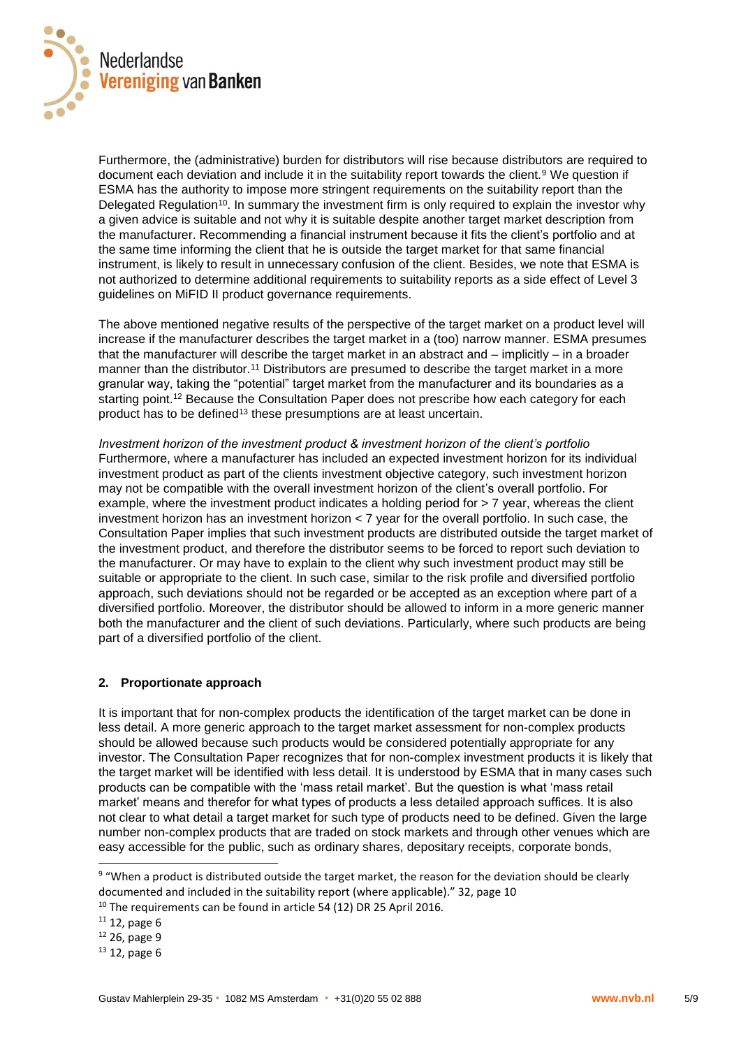Furthermore, the (administrative) burden for distributors will rise because distributors are required to document each deviation and include it in the suitability report towards the client.[9] We question if ESMA has the authority to impose more stringent requirements on the suitability report than the Delegated Regulation[10]. In summary the investment firm is only required to explain the investor why a given advice is suitable and not why it is suitable despite another target market description from the manufacturer. Recommending a financial instrument because it fits the client's portfolio and at the same time informing the client that he is outside the target market for that same financial instrument, is likely to result in unnecessary confusion of the client. Besides, we note that ESMA is not authorized to determine additional requirements to suitability reports as a side effect of Level 3 guidelines on MiFID II product governance requirements.

The above mentioned negative results of the perspective of the target market on a product level will increase if the manufacturer describes the target market in a (too) narrow manner. ESMA presumes that the manufacturer will describe the target market in an abstract and – implicitly – in a broader manner than the distributor.[11] Distributors are presumed to describe the target market in a more granular way, taking the "potential" target market from the manufacturer and its boundaries as a starting point.[12] Because the Consultation Paper does not prescribe how each category for each product has to be defined[13] these presumptions are at least uncertain.

*Investment horizon of the investment product & investment horizon of the client's portfolio*
Furthermore, where a manufacturer has included an expected investment horizon for its individual investment product as part of the clients investment objective category, such investment horizon may not be compatible with the overall investment horizon of the client's overall portfolio. For example, where the investment product indicates a holding period for > 7 year, whereas the client investment horizon has an investment horizon < 7 year for the overall portfolio. In such case, the Consultation Paper implies that such investment products are distributed outside the target market of the investment product, and therefore the distributor seems to be forced to report such deviation to the manufacturer. Or may have to explain to the client why such investment product may still be suitable or appropriate to the client. In such case, similar to the risk profile and diversified portfolio approach, such deviations should not be regarded or be accepted as an exception where part of a diversified portfolio. Moreover, the distributor should be allowed to inform in a more generic manner both the manufacturer and the client of such deviations. Particularly, where such products are being part of a diversified portfolio of the client.

## 2. Proportionate approach

It is important that for non-complex products the identification of the target market can be done in less detail. A more generic approach to the target market assessment for non-complex products should be allowed because such products would be considered potentially appropriate for any investor. The Consultation Paper recognizes that for non-complex investment products it is likely that the target market will be identified with less detail. It is understood by ESMA that in many cases such products can be compatible with the 'mass retail market'. But the question is what 'mass retail market' means and therefor for what types of products a less detailed approach suffices. It is also not clear to what detail a target market for such type of products need to be defined. Given the large number non-complex products that are traded on stock markets and through other venues which are easy accessible for the public, such as ordinary shares, depositary receipts, corporate bonds,

---

[9] "When a product is distributed outside the target market, the reason for the deviation should be clearly documented and included in the suitability report (where applicable)." 32, page 10

[10] The requirements can be found in article 54 (12) DR 25 April 2016.

[11] 12, page 6

[12] 26, page 9

[13] 12, page 6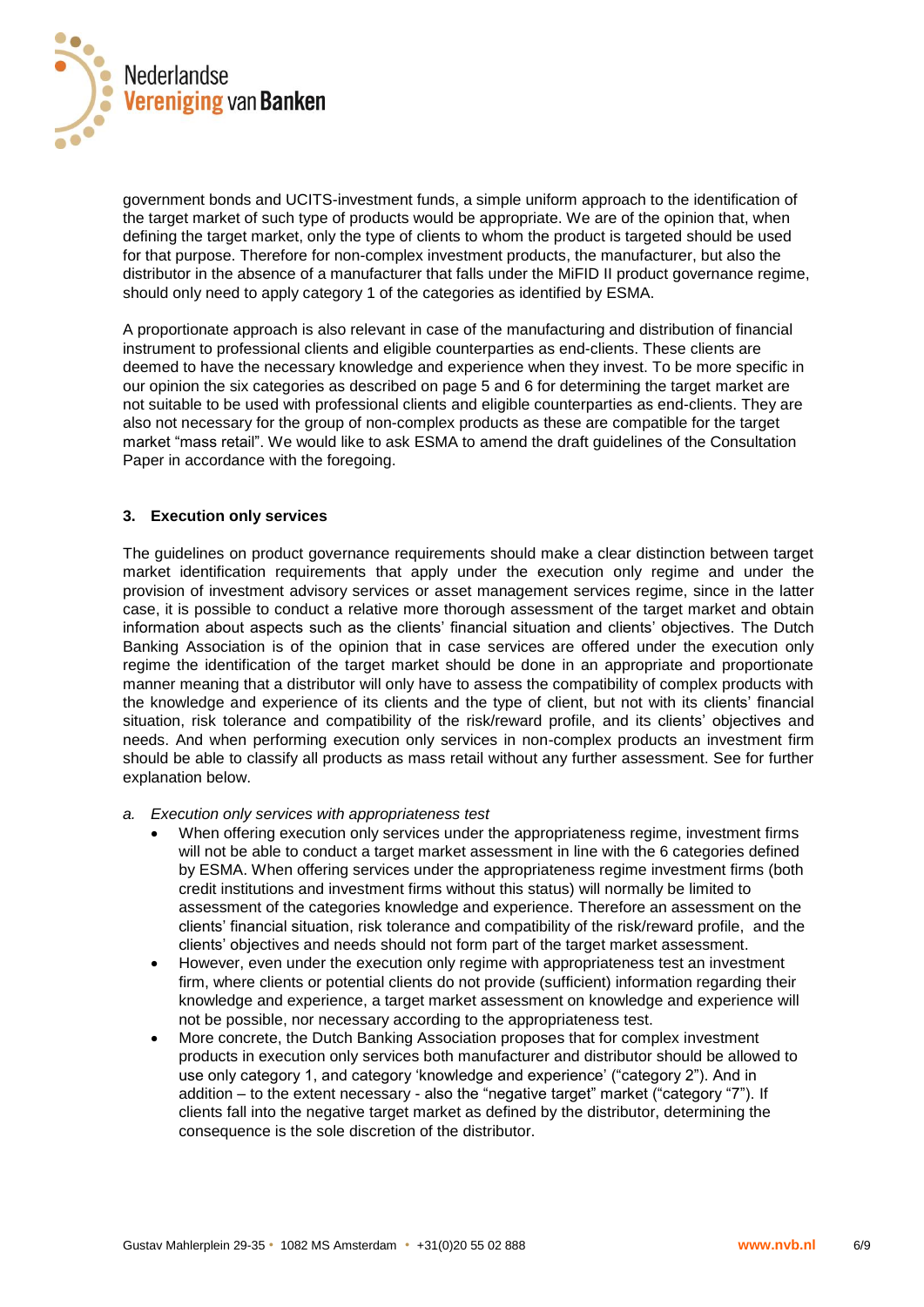government bonds and UCITS-investment funds, a simple uniform approach to the identification of the target market of such type of products would be appropriate. We are of the opinion that, when defining the target market, only the type of clients to whom the product is targeted should be used for that purpose. Therefore for non-complex investment products, the manufacturer, but also the distributor in the absence of a manufacturer that falls under the MiFID II product governance regime, should only need to apply category 1 of the categories as identified by ESMA.

A proportionate approach is also relevant in case of the manufacturing and distribution of financial instrument to professional clients and eligible counterparties as end-clients. These clients are deemed to have the necessary knowledge and experience when they invest. To be more specific in our opinion the six categories as described on page 5 and 6 for determining the target market are not suitable to be used with professional clients and eligible counterparties as end-clients. They are also not necessary for the group of non-complex products as these are compatible for the target market "mass retail". We would like to ask ESMA to amend the draft guidelines of the Consultation Paper in accordance with the foregoing.

### 3. Execution only services

The guidelines on product governance requirements should make a clear distinction between target market identification requirements that apply under the execution only regime and under the provision of investment advisory services or asset management services regime, since in the latter case, it is possible to conduct a relative more thorough assessment of the target market and obtain information about aspects such as the clients' financial situation and clients' objectives. The Dutch Banking Association is of the opinion that in case services are offered under the execution only regime the identification of the target market should be done in an appropriate and proportionate manner meaning that a distributor will only have to assess the compatibility of complex products with the knowledge and experience of its clients and the type of client, but not with its clients' financial situation, risk tolerance and compatibility of the risk/reward profile, and its clients' objectives and needs. And when performing execution only services in non-complex products an investment firm should be able to classify all products as mass retail without any further assessment. See for further explanation below.

*a. Execution only services with appropriateness test*

- When offering execution only services under the appropriateness regime, investment firms will not be able to conduct a target market assessment in line with the 6 categories defined by ESMA. When offering services under the appropriateness regime investment firms (both credit institutions and investment firms without this status) will normally be limited to assessment of the categories knowledge and experience. Therefore an assessment on the clients' financial situation, risk tolerance and compatibility of the risk/reward profile, and the clients' objectives and needs should not form part of the target market assessment.
- However, even under the execution only regime with appropriateness test an investment firm, where clients or potential clients do not provide (sufficient) information regarding their knowledge and experience, a target market assessment on knowledge and experience will not be possible, nor necessary according to the appropriateness test.
- More concrete, the Dutch Banking Association proposes that for complex investment products in execution only services both manufacturer and distributor should be allowed to use only category 1, and category 'knowledge and experience' ("category 2"). And in addition – to the extent necessary - also the "negative target" market ("category "7"). If clients fall into the negative target market as defined by the distributor, determining the consequence is the sole discretion of the distributor.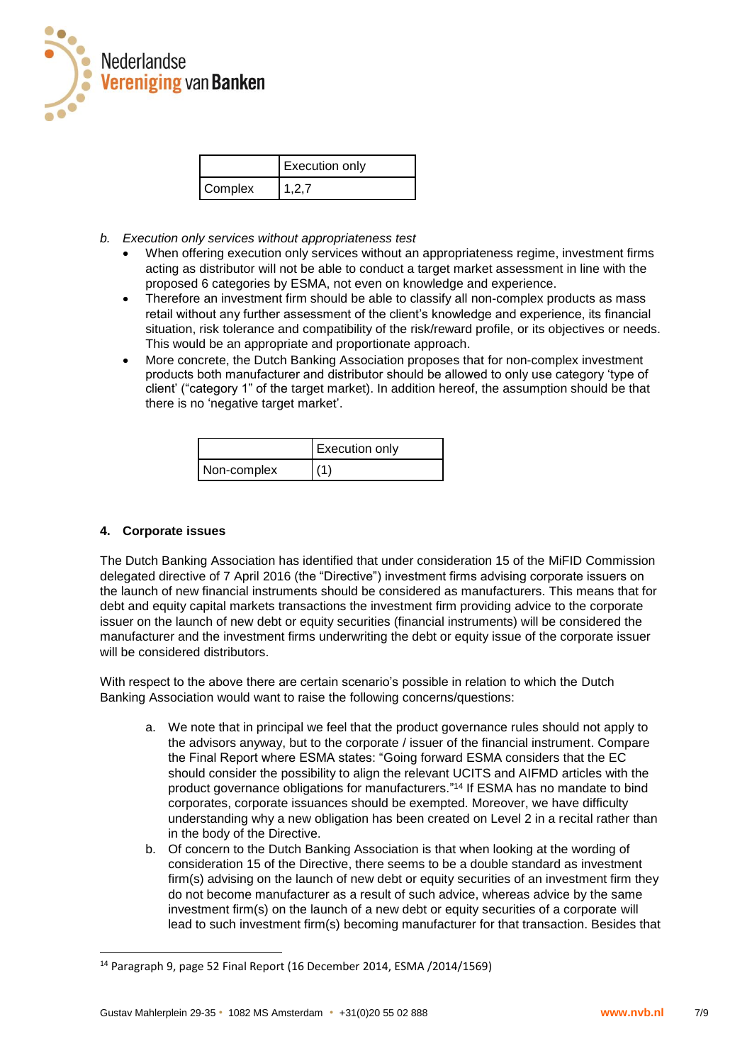|  | Execution only |
|---|---|
| Complex | 1,2,7 |

b. *Execution only services without appropriateness test*

- When offering execution only services without an appropriateness regime, investment firms acting as distributor will not be able to conduct a target market assessment in line with the proposed 6 categories by ESMA, not even on knowledge and experience.
- Therefore an investment firm should be able to classify all non-complex products as mass retail without any further assessment of the client's knowledge and experience, its financial situation, risk tolerance and compatibility of the risk/reward profile, or its objectives or needs. This would be an appropriate and proportionate approach.
- More concrete, the Dutch Banking Association proposes that for non-complex investment products both manufacturer and distributor should be allowed to only use category 'type of client' ("category 1" of the target market). In addition hereof, the assumption should be that there is no 'negative target market'.

|  | Execution only |
|---|---|
| Non-complex | (1) |

**4. Corporate issues**

The Dutch Banking Association has identified that under consideration 15 of the MiFID Commission delegated directive of 7 April 2016 (the "Directive") investment firms advising corporate issuers on the launch of new financial instruments should be considered as manufacturers. This means that for debt and equity capital markets transactions the investment firm providing advice to the corporate issuer on the launch of new debt or equity securities (financial instruments) will be considered the manufacturer and the investment firms underwriting the debt or equity issue of the corporate issuer will be considered distributors.

With respect to the above there are certain scenario's possible in relation to which the Dutch Banking Association would want to raise the following concerns/questions:

a. We note that in principal we feel that the product governance rules should not apply to the advisors anyway, but to the corporate / issuer of the financial instrument. Compare the Final Report where ESMA states: "Going forward ESMA considers that the EC should consider the possibility to align the relevant UCITS and AIFMD articles with the product governance obligations for manufacturers."[14] If ESMA has no mandate to bind corporates, corporate issuances should be exempted. Moreover, we have difficulty understanding why a new obligation has been created on Level 2 in a recital rather than in the body of the Directive.

b. Of concern to the Dutch Banking Association is that when looking at the wording of consideration 15 of the Directive, there seems to be a double standard as investment firm(s) advising on the launch of new debt or equity securities of an investment firm they do not become manufacturer as a result of such advice, whereas advice by the same investment firm(s) on the launch of a new debt or equity securities of a corporate will lead to such investment firm(s) becoming manufacturer for that transaction. Besides that

[14] Paragraph 9, page 52 Final Report (16 December 2014, ESMA /2014/1569)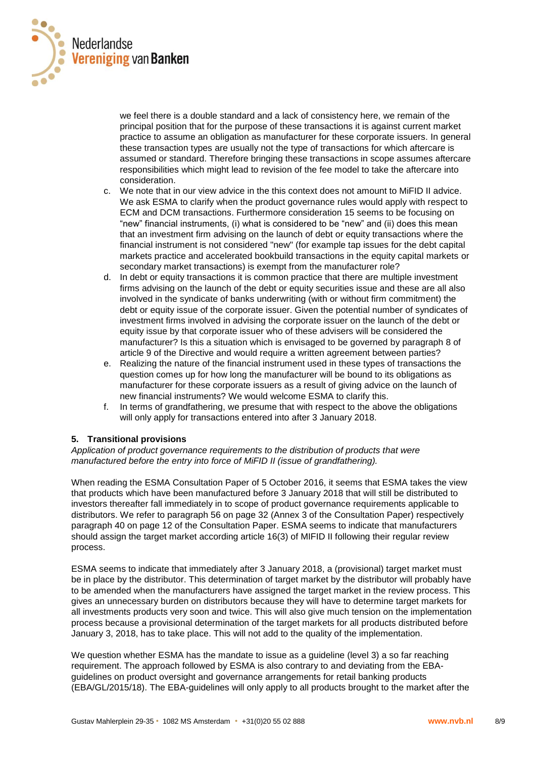we feel there is a double standard and a lack of consistency here, we remain of the principal position that for the purpose of these transactions it is against current market practice to assume an obligation as manufacturer for these corporate issuers. In general these transaction types are usually not the type of transactions for which aftercare is assumed or standard. Therefore bringing these transactions in scope assumes aftercare responsibilities which might lead to revision of the fee model to take the aftercare into consideration.

c. We note that in our view advice in the this context does not amount to MiFID II advice. We ask ESMA to clarify when the product governance rules would apply with respect to ECM and DCM transactions. Furthermore consideration 15 seems to be focusing on "new" financial instruments, (i) what is considered to be "new" and (ii) does this mean that an investment firm advising on the launch of debt or equity transactions where the financial instrument is not considered "new" (for example tap issues for the debt capital markets practice and accelerated bookbuild transactions in the equity capital markets or secondary market transactions) is exempt from the manufacturer role?

d. In debt or equity transactions it is common practice that there are multiple investment firms advising on the launch of the debt or equity securities issue and these are all also involved in the syndicate of banks underwriting (with or without firm commitment) the debt or equity issue of the corporate issuer. Given the potential number of syndicates of investment firms involved in advising the corporate issuer on the launch of the debt or equity issue by that corporate issuer who of these advisers will be considered the manufacturer? Is this a situation which is envisaged to be governed by paragraph 8 of article 9 of the Directive and would require a written agreement between parties?

e. Realizing the nature of the financial instrument used in these types of transactions the question comes up for how long the manufacturer will be bound to its obligations as manufacturer for these corporate issuers as a result of giving advice on the launch of new financial instruments? We would welcome ESMA to clarify this.

f. In terms of grandfathering, we presume that with respect to the above the obligations will only apply for transactions entered into after 3 January 2018.

## 5. Transitional provisions

*Application of product governance requirements to the distribution of products that were manufactured before the entry into force of MiFID II (issue of grandfathering).*

When reading the ESMA Consultation Paper of 5 October 2016, it seems that ESMA takes the view that products which have been manufactured before 3 January 2018 that will still be distributed to investors thereafter fall immediately in to scope of product governance requirements applicable to distributors. We refer to paragraph 56 on page 32 (Annex 3 of the Consultation Paper) respectively paragraph 40 on page 12 of the Consultation Paper. ESMA seems to indicate that manufacturers should assign the target market according article 16(3) of MIFID II following their regular review process.

ESMA seems to indicate that immediately after 3 January 2018, a (provisional) target market must be in place by the distributor. This determination of target market by the distributor will probably have to be amended when the manufacturers have assigned the target market in the review process. This gives an unnecessary burden on distributors because they will have to determine target markets for all investments products very soon and twice. This will also give much tension on the implementation process because a provisional determination of the target markets for all products distributed before January 3, 2018, has to take place. This will not add to the quality of the implementation.

We question whether ESMA has the mandate to issue as a guideline (level 3) a so far reaching requirement. The approach followed by ESMA is also contrary to and deviating from the EBA-guidelines on product oversight and governance arrangements for retail banking products (EBA/GL/2015/18). The EBA-guidelines will only apply to all products brought to the market after the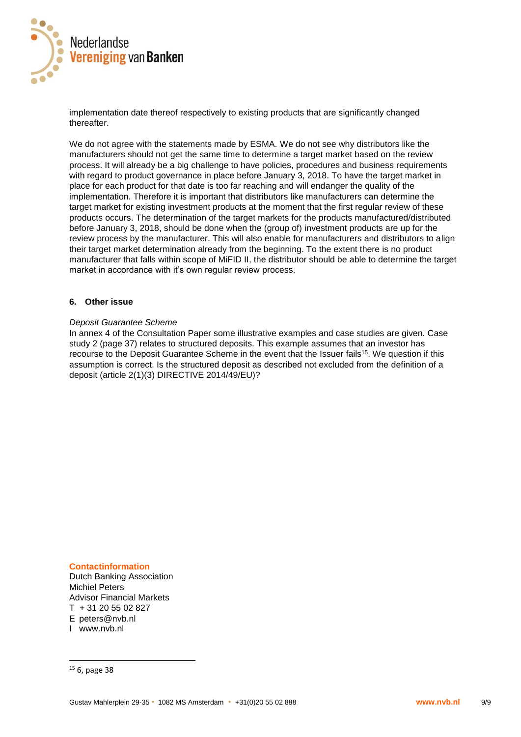implementation date thereof respectively to existing products that are significantly changed thereafter.

We do not agree with the statements made by ESMA. We do not see why distributors like the manufacturers should not get the same time to determine a target market based on the review process. It will already be a big challenge to have policies, procedures and business requirements with regard to product governance in place before January 3, 2018. To have the target market in place for each product for that date is too far reaching and will endanger the quality of the implementation. Therefore it is important that distributors like manufacturers can determine the target market for existing investment products at the moment that the first regular review of these products occurs. The determination of the target markets for the products manufactured/distributed before January 3, 2018, should be done when the (group of) investment products are up for the review process by the manufacturer. This will also enable for manufacturers and distributors to align their target market determination already from the beginning. To the extent there is no product manufacturer that falls within scope of MiFID II, the distributor should be able to determine the target market in accordance with it's own regular review process.

## 6. Other issue

*Deposit Guarantee Scheme*

In annex 4 of the Consultation Paper some illustrative examples and case studies are given. Case study 2 (page 37) relates to structured deposits. This example assumes that an investor has recourse to the Deposit Guarantee Scheme in the event that the Issuer fails[15]. We question if this assumption is correct. Is the structured deposit as described not excluded from the definition of a deposit (article 2(1)(3) DIRECTIVE 2014/49/EU)?

**Contactinformation**

Dutch Banking Association
Michiel Peters
Advisor Financial Markets
T + 31 20 55 02 827
E peters@nvb.nl
I www.nvb.nl

[15] 6, page 38